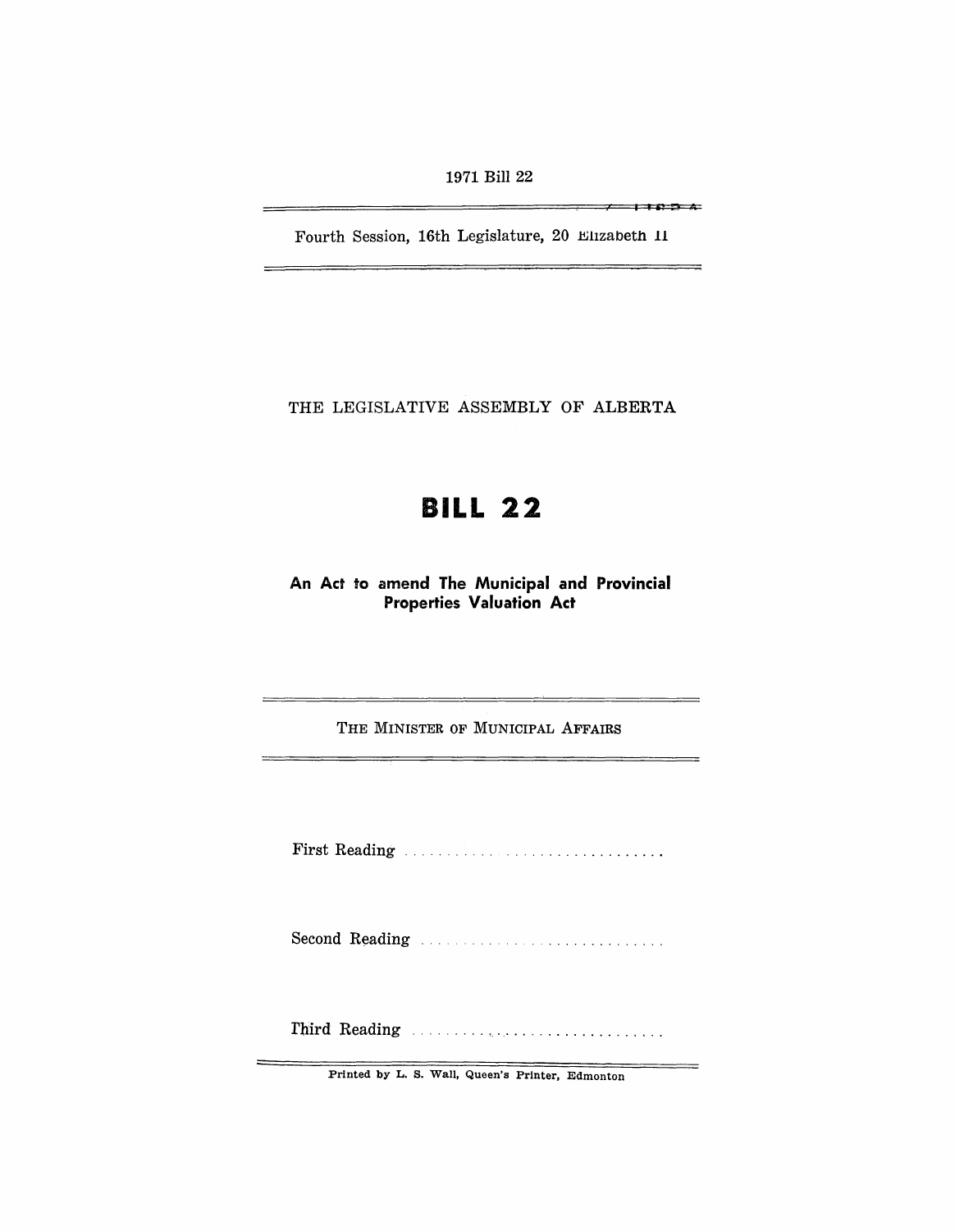1971 Bill 22

Fourth Session, 16th Legislature, 20 Elizabeth II

THE LEGISLATIVE ASSEMBLY OF ALBERTA

# BILL 22

## An Act to amend The Municipal and Provincial Properties Valuation Act

THE MINISTER OF MUNICIPAL AFFAIRS

First Reading ...............................

Second Reading ...............................

Third Reading ...............................

Printed by L. S. Wall, Queen's Printer, Edmonton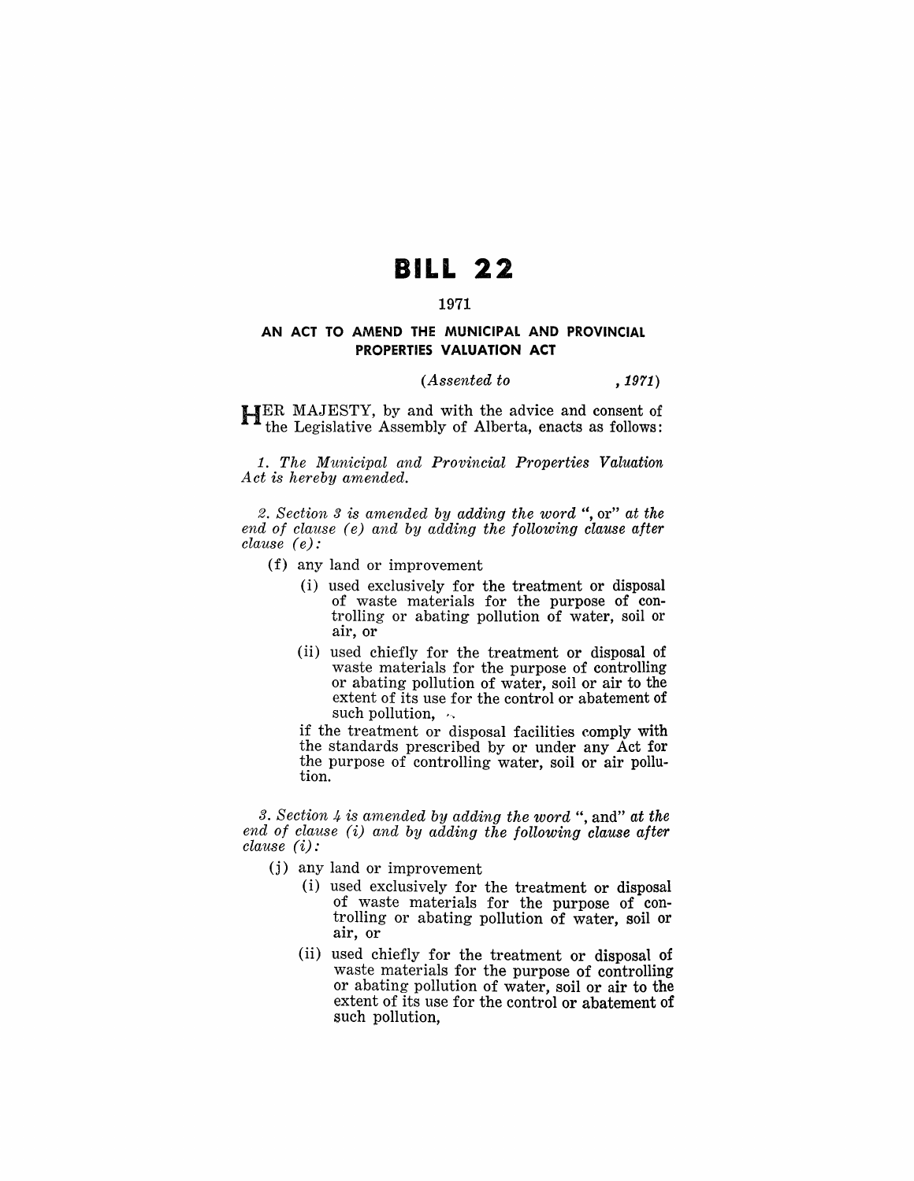# BILL 22

1971

## AN ACT TO AMEND THE MUNICIPAL AND PROVINCIAL PROPERTIES VALUATION ACT

*(Assented to , 1971)*

HER MAJESTY, by and with the advice and consent of the Legislative Assembly of Alberta, enacts as follows:

*1. The Municipal and Provincial Properties Valuation Act is hereby amended.*

*2. Section 3 is amended by adding the word* ", or" *at the end of clause (e) and by adding the following clause after clause (e):*

(f) any land or improvement

(i) used exclusively for the treatment or disposal of waste materials for the purpose of controlling or abating pollution of water, soil or air, or

(ii) used chiefly for the treatment or disposal of waste materials for the purpose of controlling or abating pollution of water, soil or air to the extent of its use for the control or abatement of such pollution,

if the treatment or disposal facilities comply with the standards prescribed by or under any Act for the purpose of controlling water, soil or air pollution.

*3. Section 4 is amended by adding the word* ", and" *at the end of clause (i) and by adding the following clause after clause (i):*

(j) any land or improvement

(i) used exclusively for the treatment or disposal of waste materials for the purpose of controlling or abating pollution of water, soil or air, or

(ii) used chiefly for the treatment or disposal of waste materials for the purpose of controlling or abating pollution of water, soil or air to the extent of its use for the control or abatement of such pollution,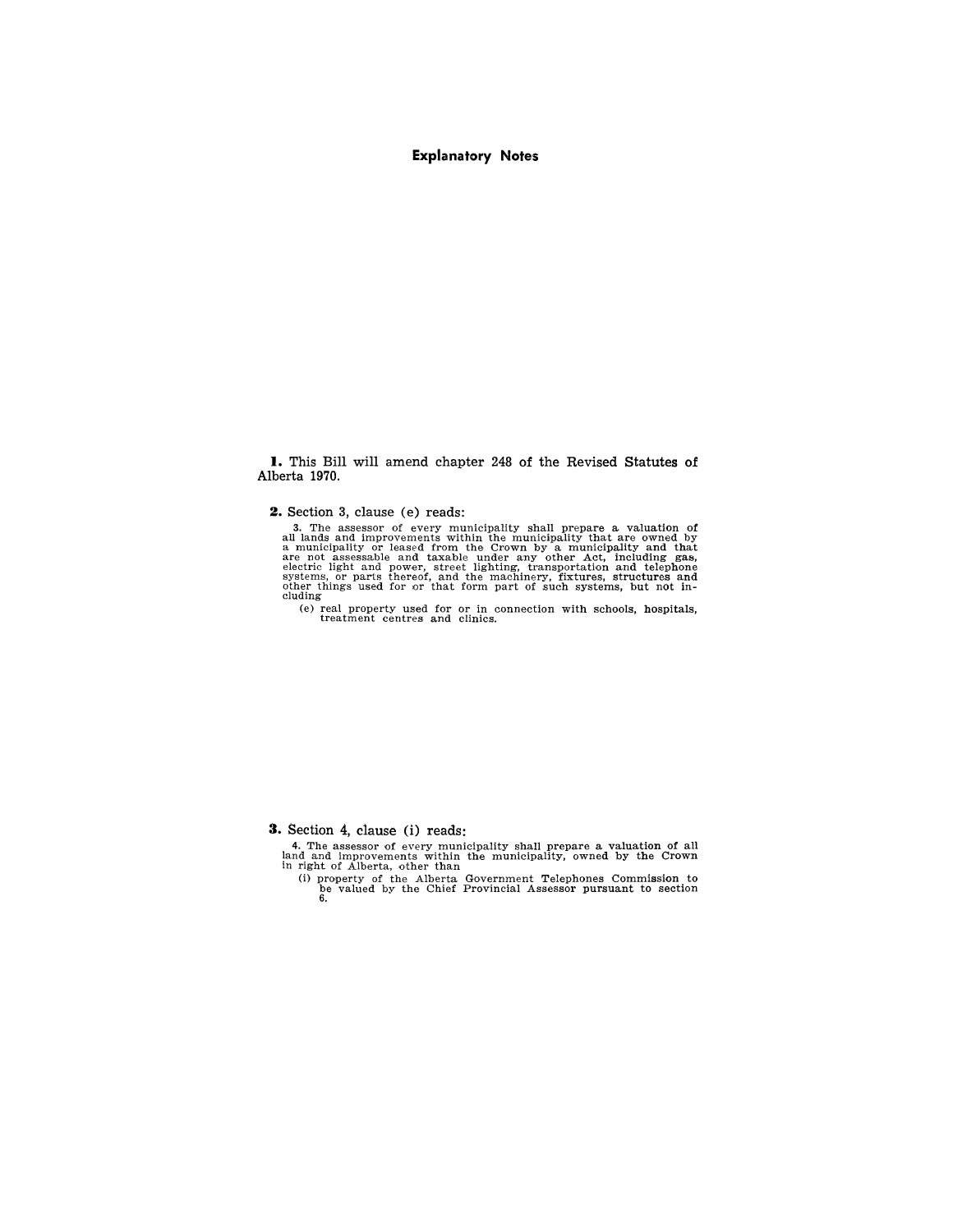# Explanatory Notes

**1.** This Bill will amend chapter 248 of the Revised Statutes of Alberta 1970.

**2.** Section 3, clause (e) reads:

3. The assessor of every municipality shall prepare a valuation of all lands and improvements within the municipality that are owned by a municipality or leased from the Crown by a municipality and that are not assessable and taxable under any other Act, including gas, electric light and power, street lighting, transportation and telephone systems, or parts thereof, and the machinery, fixtures, structures and other things used for or that form part of such systems, but not including

(e) real property used for or in connection with schools, hospitals, treatment centres and clinics.

**3.** Section 4, clause (i) reads:

4. The assessor of every municipality shall prepare a valuation of all land and improvements within the municipality, owned by the Crown in right of Alberta, other than

(i) property of the Alberta Government Telephones Commission to be valued by the Chief Provincial Assessor pursuant to section 6.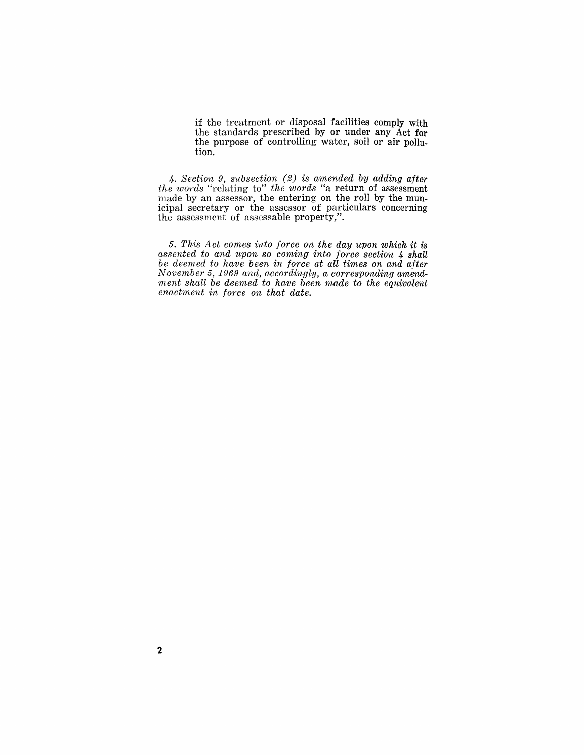if the treatment or disposal facilities comply with the standards prescribed by or under any Act for the purpose of controlling water, soil or air pollution.

*4. Section 9, subsection (2) is amended by adding after the words* "relating to" *the words* "a return of assessment made by an assessor, the entering on the roll by the municipal secretary or the assessor of particulars concerning the assessment of assessable property,".

*5. This Act comes into force on the day upon which it is assented to and upon so coming into force section 4 shall be deemed to have been in force at all times on and after November 5, 1969 and, accordingly, a corresponding amendment shall be deemed to have been made to the equivalent enactment in force on that date.*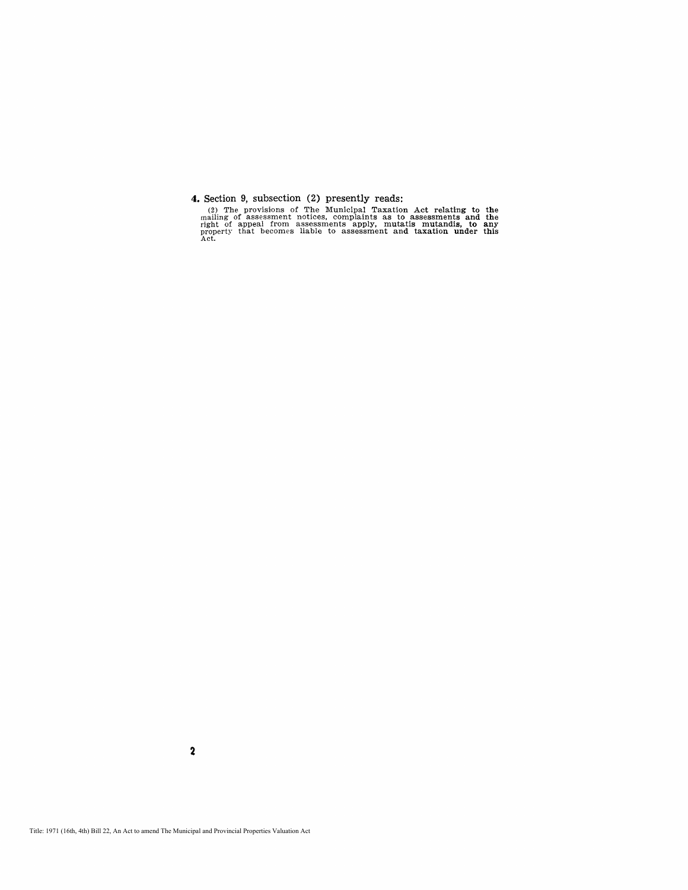**4.** Section 9, subsection (2) presently reads:

(2) The provisions of The Municipal Taxation Act relating to the mailing of assessment notices, complaints as to assessments and the right of appeal from assessments apply, mutatis mutandis, to any property that becomes liable to assessment and taxation under this Act.